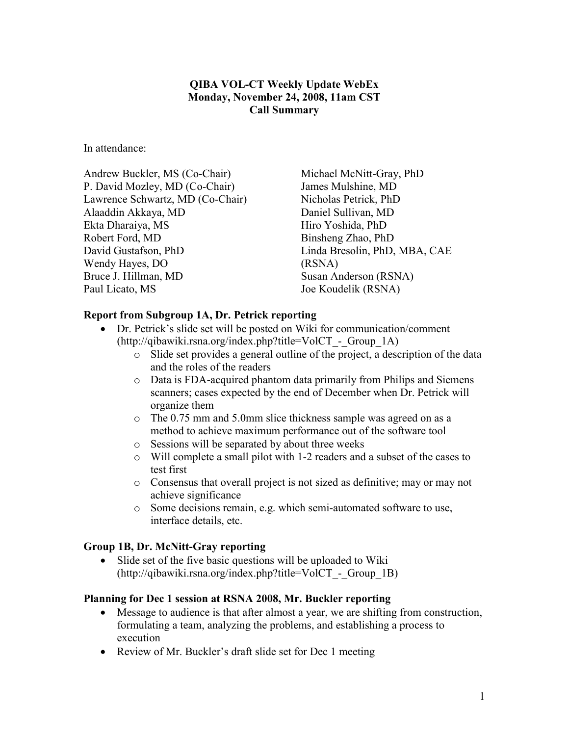**QIBA VOL-CT Weekly Update WebEx**
**Monday, November 24, 2008, 11am CST**
**Call Summary**

In attendance:

Andrew Buckler, MS (Co-Chair)
P. David Mozley, MD (Co-Chair)
Lawrence Schwartz, MD (Co-Chair)
Alaaddin Akkaya, MD
Ekta Dharaiya, MS
Robert Ford, MD
David Gustafson, PhD
Wendy Hayes, DO
Bruce J. Hillman, MD
Paul Licato, MS
Michael McNitt-Gray, PhD
James Mulshine, MD
Nicholas Petrick, PhD
Daniel Sullivan, MD
Hiro Yoshida, PhD
Binsheng Zhao, PhD
Linda Bresolin, PhD, MBA, CAE (RSNA)
Susan Anderson (RSNA)
Joe Koudelik (RSNA)

### Report from Subgroup 1A, Dr. Petrick reporting

- Dr. Petrick's slide set will be posted on Wiki for communication/comment (http://qibawiki.rsna.org/index.php?title=VolCT_-_Group_1A)
  - Slide set provides a general outline of the project, a description of the data and the roles of the readers
  - Data is FDA-acquired phantom data primarily from Philips and Siemens scanners; cases expected by the end of December when Dr. Petrick will organize them
  - The 0.75 mm and 5.0mm slice thickness sample was agreed on as a method to achieve maximum performance out of the software tool
  - Sessions will be separated by about three weeks
  - Will complete a small pilot with 1-2 readers and a subset of the cases to test first
  - Consensus that overall project is not sized as definitive; may or may not achieve significance
  - Some decisions remain, e.g. which semi-automated software to use, interface details, etc.

### Group 1B, Dr. McNitt-Gray reporting

- Slide set of the five basic questions will be uploaded to Wiki (http://qibawiki.rsna.org/index.php?title=VolCT_-_Group_1B)

### Planning for Dec 1 session at RSNA 2008, Mr. Buckler reporting

- Message to audience is that after almost a year, we are shifting from construction, formulating a team, analyzing the problems, and establishing a process to execution
- Review of Mr. Buckler's draft slide set for Dec 1 meeting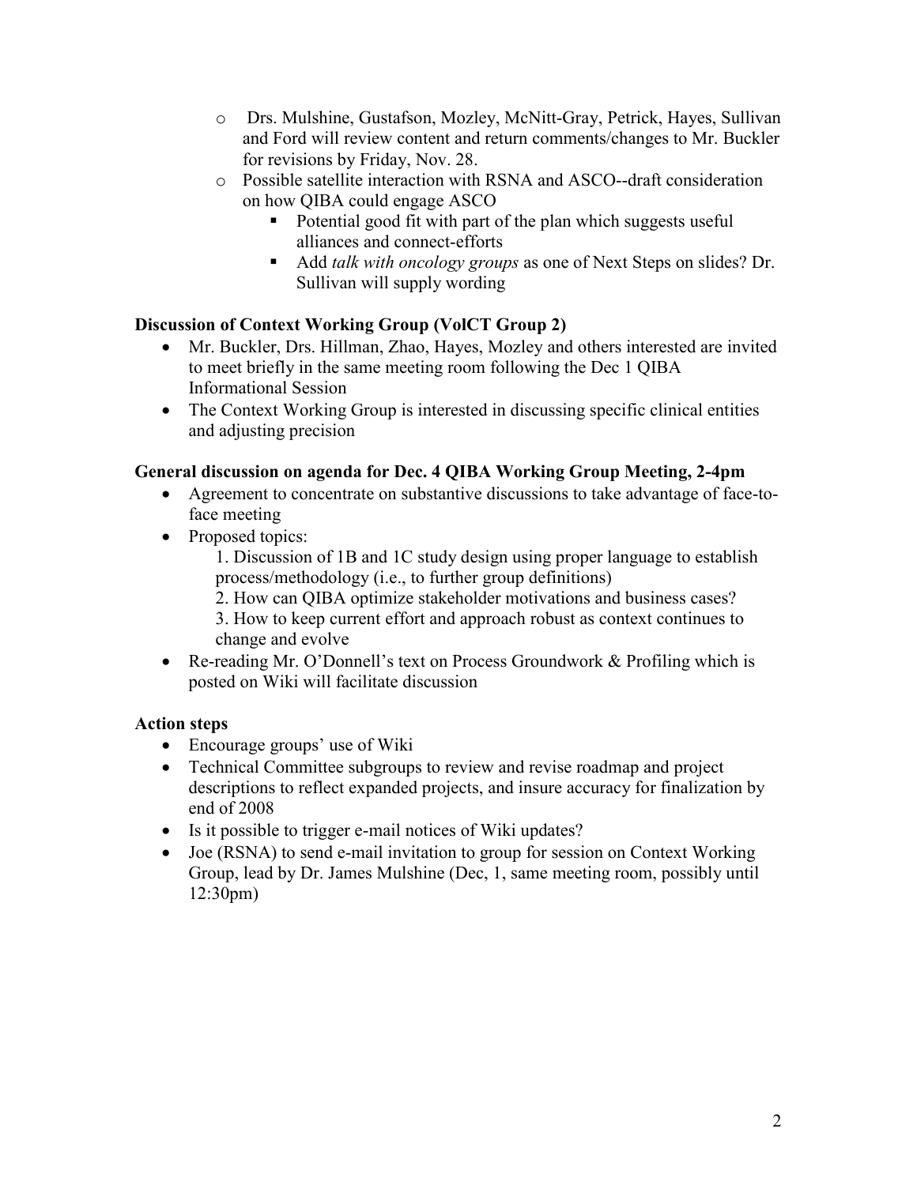- Drs. Mulshine, Gustafson, Mozley, McNitt-Gray, Petrick, Hayes, Sullivan and Ford will review content and return comments/changes to Mr. Buckler for revisions by Friday, Nov. 28.
- Possible satellite interaction with RSNA and ASCO--draft consideration on how QIBA could engage ASCO
  - Potential good fit with part of the plan which suggests useful alliances and connect-efforts
  - Add *talk with oncology groups* as one of Next Steps on slides? Dr. Sullivan will supply wording

**Discussion of Context Working Group (VolCT Group 2)**

- Mr. Buckler, Drs. Hillman, Zhao, Hayes, Mozley and others interested are invited to meet briefly in the same meeting room following the Dec 1 QIBA Informational Session
- The Context Working Group is interested in discussing specific clinical entities and adjusting precision

**General discussion on agenda for Dec. 4 QIBA Working Group Meeting, 2-4pm**

- Agreement to concentrate on substantive discussions to take advantage of face-to-face meeting
- Proposed topics:

  1. Discussion of 1B and 1C study design using proper language to establish process/methodology (i.e., to further group definitions)
  2. How can QIBA optimize stakeholder motivations and business cases?
  3. How to keep current effort and approach robust as context continues to change and evolve

- Re-reading Mr. O'Donnell's text on Process Groundwork & Profiling which is posted on Wiki will facilitate discussion

**Action steps**

- Encourage groups' use of Wiki
- Technical Committee subgroups to review and revise roadmap and project descriptions to reflect expanded projects, and insure accuracy for finalization by end of 2008
- Is it possible to trigger e-mail notices of Wiki updates?
- Joe (RSNA) to send e-mail invitation to group for session on Context Working Group, lead by Dr. James Mulshine (Dec, 1, same meeting room, possibly until 12:30pm)